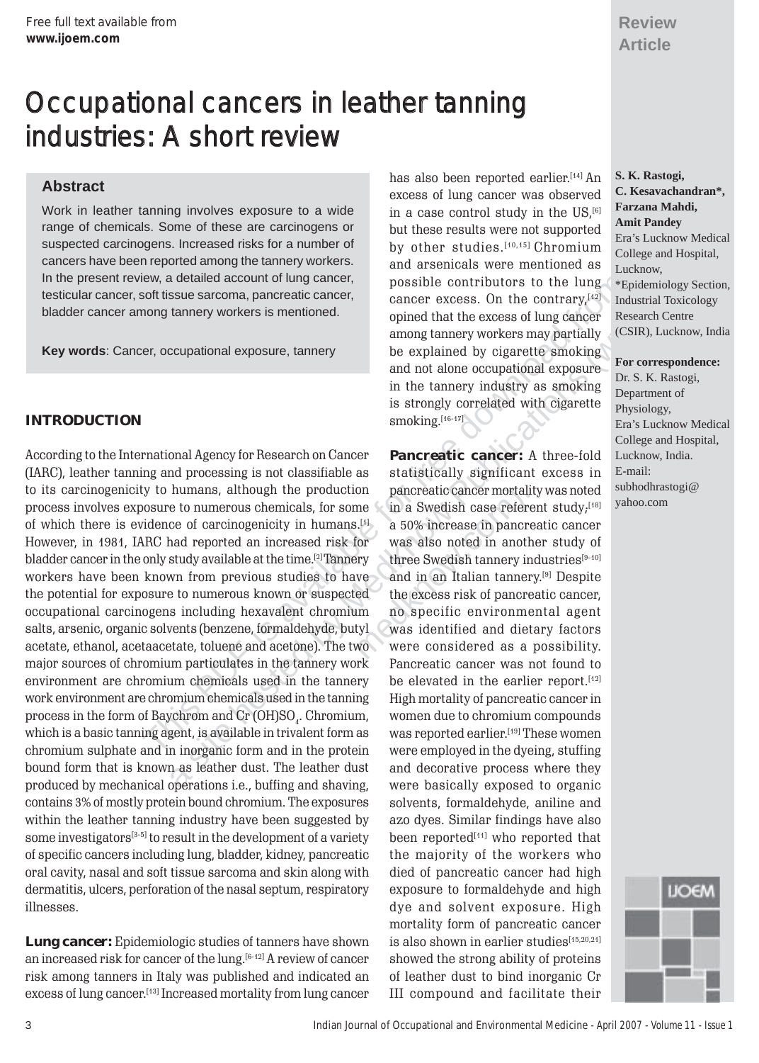Review Article

# Occupational cancers in leather tanning industries: A short review

**S. K. Rastogi, C. Kesavachandran\*, Farzana Mahdi, Amit Pandey**

Era's Lucknow Medical College and Hospital, Lucknow, \*Epidemiology Section, Industrial Toxicology Research Centre (CSIR), Lucknow, India

**For correspondence:**
Dr. S. K. Rastogi, Department of Physiology, Era's Lucknow Medical College and Hospital, Lucknow, India. E-mail: subhodhrastogi@yahoo.com

## Abstract

Work in leather tanning involves exposure to a wide range of chemicals. Some of these are carcinogens or suspected carcinogens. Increased risks for a number of cancers have been reported among the tannery workers. In the present review, a detailed account of lung cancer, testicular cancer, soft tissue sarcoma, pancreatic cancer, bladder cancer among tannery workers is mentioned.

**Key words**: Cancer, occupational exposure, tannery

## INTRODUCTION

According to the International Agency for Research on Cancer (IARC), leather tanning and processing is not classifiable as to its carcinogenicity to humans, although the production process involves exposure to numerous chemicals, for some of which there is evidence of carcinogenicity in humans.[1] However, in 1981, IARC had reported an increased risk for bladder cancer in the only study available at the time.[2] Tannery workers have been known from previous studies to have the potential for exposure to numerous known or suspected occupational carcinogens including hexavalent chromium salts, arsenic, organic solvents (benzene, formaldehyde, butyl acetate, ethanol, acetaacetate, toluene and acetone). The two major sources of chromium particulates in the tannery work environment are chromium chemicals used in the tannery work environment are chromium chemicals used in the tanning process in the form of Baychrom and Cr (OH)$SO_4$. Chromium, which is a basic tanning agent, is available in trivalent form as chromium sulphate and in inorganic form and in the protein bound form that is known as leather dust. The leather dust produced by mechanical operations i.e., buffing and shaving, contains 3% of mostly protein bound chromium. The exposures within the leather tanning industry have been suggested by some investigators[3-5] to result in the development of a variety of specific cancers including lung, bladder, kidney, pancreatic oral cavity, nasal and soft tissue sarcoma and skin along with dermatitis, ulcers, perforation of the nasal septum, respiratory illnesses.

**Lung cancer:** Epidemiologic studies of tanners have shown an increased risk for cancer of the lung.[6-12] A review of cancer risk among tanners in Italy was published and indicated an excess of lung cancer.[13] Increased mortality from lung cancer has also been reported earlier.[14] An excess of lung cancer was observed in a case control study in the US,[6] but these results were not supported by other studies.[10,15] Chromium and arsenicals were mentioned as possible contributors to the lung cancer excess. On the contrary,[42] opined that the excess of lung cancer among tannery workers may partially be explained by cigarette smoking and not alone occupational exposure in the tannery industry as smoking is strongly correlated with cigarette smoking.[16-17]

**Pancreatic cancer:** A three-fold statistically significant excess in pancreatic cancer mortality was noted in a Swedish case referent study;[18] a 50% increase in pancreatic cancer was also noted in another study of three Swedish tannery industries[9-10] and in an Italian tannery.[9] Despite the excess risk of pancreatic cancer, no specific environmental agent was identified and dietary factors were considered as a possibility. Pancreatic cancer was not found to be elevated in the earlier report.[12] High mortality of pancreatic cancer in women due to chromium compounds was reported earlier.[19] These women were employed in the dyeing, stuffing and decorative process where they were basically exposed to organic solvents, formaldehyde, aniline and azo dyes. Similar findings have also been reported[11] who reported that the majority of the workers who died of pancreatic cancer had high exposure to formaldehyde and high dye and solvent exposure. High mortality form of pancreatic cancer is also shown in earlier studies[15,20,21] showed the strong ability of proteins of leather dust to bind inorganic Cr III compound and facilitate their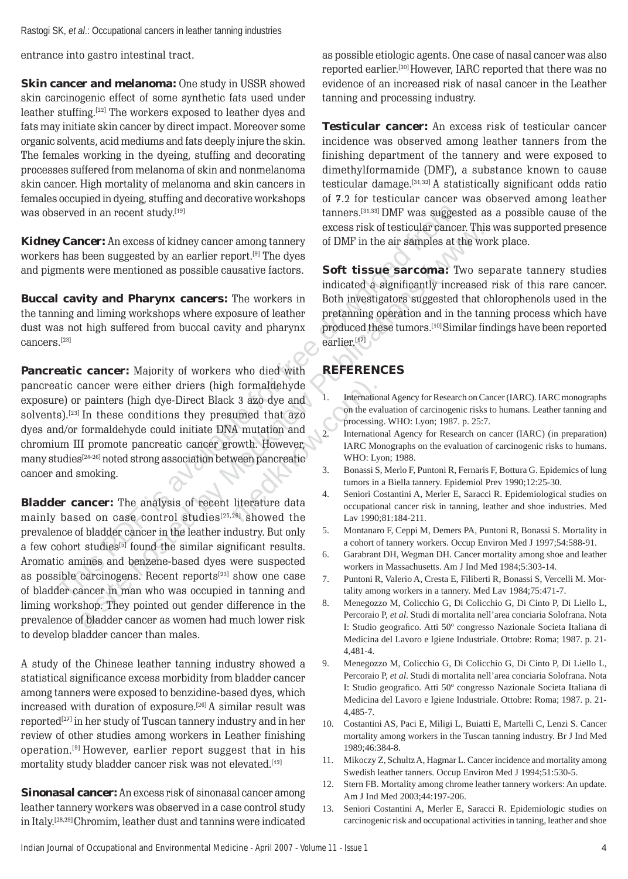entrance into gastro intestinal tract.

**Skin cancer and melanoma:** One study in USSR showed skin carcinogenic effect of some synthetic fats used under leather stuffing.[22] The workers exposed to leather dyes and fats may initiate skin cancer by direct impact. Moreover some organic solvents, acid mediums and fats deeply injure the skin. The females working in the dyeing, stuffing and decorating processes suffered from melanoma of skin and nonmelanoma skin cancer. High mortality of melanoma and skin cancers in females occupied in dyeing, stuffing and decorative workshops was observed in an recent study.[19]

**Kidney Cancer:** An excess of kidney cancer among tannery workers has been suggested by an earlier report.[9] The dyes and pigments were mentioned as possible causative factors.

**Buccal cavity and Pharynx cancers:** The workers in the tanning and liming workshops where exposure of leather dust was not high suffered from buccal cavity and pharynx cancers.[23]

**Pancreatic cancer:** Majority of workers who died with pancreatic cancer were either driers (high formaldehyde exposure) or painters (high dye-Direct Black 3 azo dye and solvents).[23] In these conditions they presumed that azo dyes and/or formaldehyde could initiate DNA mutation and chromium III promote pancreatic cancer growth. However, many studies[24-26] noted strong association between pancreatic cancer and smoking.

**Bladder cancer:** The analysis of recent literature data mainly based on case control studies[25,26] showed the prevalence of bladder cancer in the leather industry. But only a few cohort studies[5] found the similar significant results. Aromatic amines and benzene-based dyes were suspected as possible carcinogens. Recent reports[23] show one case of bladder cancer in man who was occupied in tanning and liming workshop. They pointed out gender difference in the prevalence of bladder cancer as women had much lower risk to develop bladder cancer than males.

A study of the Chinese leather tanning industry showed a statistical significance excess morbidity from bladder cancer among tanners were exposed to benzidine-based dyes, which increased with duration of exposure.[26] A similar result was reported[27] in her study of Tuscan tannery industry and in her review of other studies among workers in Leather finishing operation.[9] However, earlier report suggest that in his mortality study bladder cancer risk was not elevated.[12]

**Sinonasal cancer:** An excess risk of sinonasal cancer among leather tannery workers was observed in a case control study in Italy.[28,29] Chromim, leather dust and tannins were indicated as possible etiologic agents. One case of nasal cancer was also reported earlier.[30] However, IARC reported that there was no evidence of an increased risk of nasal cancer in the Leather tanning and processing industry.

**Testicular cancer:** An excess risk of testicular cancer incidence was observed among leather tanners from the finishing department of the tannery and were exposed to dimethylformamide (DMF), a substance known to cause testicular damage.[31,32] A statistically significant odds ratio of 7.2 for testicular cancer was observed among leather tanners.[31,33] DMF was suggested as a possible cause of the excess risk of testicular cancer. This was supported presence of DMF in the air samples at the work place.

**Soft tissue sarcoma:** Two separate tannery studies indicated a significantly increased risk of this rare cancer. Both investigators suggested that chlorophenols used in the pretanning operation and in the tanning process which have produced these tumors.[10] Similar findings have been reported earlier.[17]

## REFERENCES

1. International Agency for Research on Cancer (IARC). IARC monographs on the evaluation of carcinogenic risks to humans. Leather tanning and processing. WHO: Lyon; 1987. p. 25:7.
2. International Agency for Research on cancer (IARC) (in preparation) IARC Monographs on the evaluation of carcinogenic risks to humans. WHO: Lyon; 1988.
3. Bonassi S, Merlo F, Puntoni R, Fernaris F, Bottura G. Epidemics of lung tumors in a Biella tannery. Epidemiol Prev 1990;12:25-30.
4. Seniori Costantini A, Merler E, Saracci R. Epidemiological studies on occupational cancer risk in tanning, leather and shoe industries. Med Lav 1990;81:184-211.
5. Montanaro F, Ceppi M, Demers PA, Puntoni R, Bonassi S. Mortality in a cohort of tannery workers. Occup Environ Med J 1997;54:588-91.
6. Garabrant DH, Wegman DH. Cancer mortality among shoe and leather workers in Massachusetts. Am J Ind Med 1984;5:303-14.
7. Puntoni R, Valerio A, Cresta E, Filiberti R, Bonassi S, Vercelli M. Mortality among workers in a tannery. Med Lav 1984;75:471-7.
8. Menegozzo M, Colicchio G, Di Colicchio G, Di Cinto P, Di Liello L, Percoraio P, *et al*. Studi di mortalita nell'area conciaria Solofrana. Nota I: Studio geografico. Atti 50º congresso Nazionale Societa Italiana di Medicina del Lavoro e Igiene Industriale. Ottobre: Roma; 1987. p. 21-4,481-4.
9. Menegozzo M, Colicchio G, Di Colicchio G, Di Cinto P, Di Liello L, Percoraio P, *et al*. Studi di mortalita nell'area conciaria Solofrana. Nota I: Studio geografico. Atti 50º congresso Nazionale Societa Italiana di Medicina del Lavoro e Igiene Industriale. Ottobre: Roma; 1987. p. 21-4,485-7.
10. Costantini AS, Paci E, Miligi L, Buiatti E, Martelli C, Lenzi S. Cancer mortality among workers in the Tuscan tanning industry. Br J Ind Med 1989;46:384-8.
11. Mikoczy Z, Schultz A, Hagmar L. Cancer incidence and mortality among Swedish leather tanners. Occup Environ Med J 1994;51:530-5.
12. Stern FB. Mortality among chrome leather tannery workers: An update. Am J Ind Med 2003;44:197-206.
13. Seniori Costantini A, Merler E, Saracci R. Epidemiologic studies on carcinogenic risk and occupational activities in tanning, leather and shoe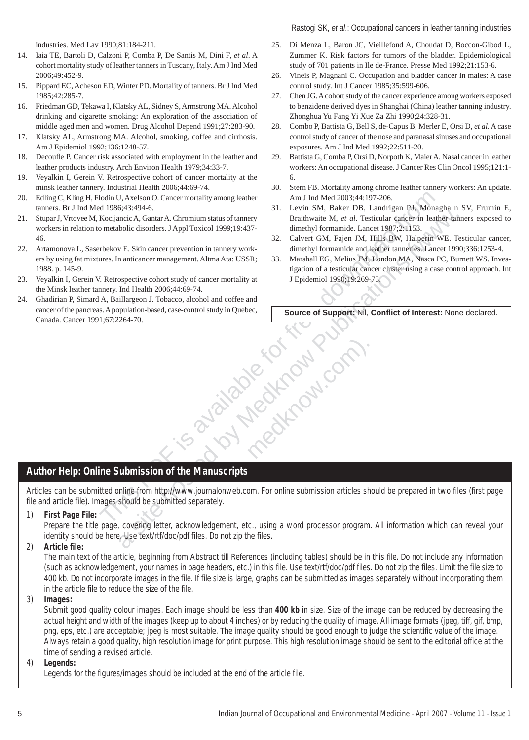industries. Med Lav 1990;81:184-211.

14. Iaia TE, Bartoli D, Calzoni P, Comba P, De Santis M, Dini F, *et al*. A cohort mortality study of leather tanners in Tuscany, Italy. Am J Ind Med 2006;49:452-9.
15. Pippard EC, Acheson ED, Winter PD. Mortality of tanners. Br J Ind Med 1985;42:285-7.
16. Friedman GD, Tekawa I, Klatsky AL, Sidney S, Armstrong MA. Alcohol drinking and cigarette smoking: An exploration of the association of middle aged men and women. Drug Alcohol Depend 1991;27:283-90.
17. Klatsky AL, Armstrong MA. Alcohol, smoking, coffee and cirrhosis. Am J Epidemiol 1992;136:1248-57.
18. Decoufle P. Cancer risk associated with employment in the leather and leather products industry. Arch Environ Health 1979;34:33-7.
19. Veyalkin I, Gerein V. Retrospective cohort of cancer mortality at the minsk leather tannery. Industrial Health 2006;44:69-74.
20. Edling C, Kling H, Flodin U, Axelson O. Cancer mortality among leather tanners. Br J Ind Med 1986;43:494-6.
21. Stupar J, Vrtovec M, Kocijancic A, Gantar A. Chromium status of tannery workers in relation to metabolic disorders. J Appl Toxicol 1999;19:437-46.
22. Artamonova L, Saserbekov E. Skin cancer prevention in tannery workers by using fat mixtures. In anticancer management. Altma Ata: USSR; 1988. p. 145-9.
23. Veyalkin I, Gerein V. Retrospective cohort study of cancer mortality at the Minsk leather tannery. Ind Health 2006;44:69-74.
24. Ghadirian P, Simard A, Baillargeon J. Tobacco, alcohol and coffee and cancer of the pancreas. A population-based, case-control study in Quebec, Canada. Cancer 1991;67:2264-70.
25. Di Menza L, Baron JC, Vieillefond A, Choudat D, Boccon-Gibod L, Zummer K. Risk factors for tumors of the bladder. Epidemiological study of 701 patients in Ile de-France. Presse Med 1992;21:153-6.
26. Vineis P, Magnani C. Occupation and bladder cancer in males: A case control study. Int J Cancer 1985;35:599-606.
27. Chen JG. A cohort study of the cancer experience among workers exposed to benzidene derived dyes in Shanghai (China) leather tanning industry. Zhonghua Yu Fang Yi Xue Za Zhi 1990;24:328-31.
28. Combo P, Battista G, Bell S, de-Capus B, Merler E, Orsi D, *et al*. A case control study of cancer of the nose and paranasal sinuses and occupational exposures. Am J Ind Med 1992;22:511-20.
29. Battista G, Comba P, Orsi D, Norpoth K, Maier A. Nasal cancer in leather workers: An occupational disease. J Cancer Res Clin Oncol 1995;121:1-6.
30. Stern FB. Mortality among chrome leather tannery workers: An update. Am J Ind Med 2003;44:197-206.
31. Levin SM, Baker DB, Landrigan PJ, Monagha n SV, Frumin E, Braithwaite M, *et al*. Testicular cancer in leather tanners exposed to dimethyl formamide. Lancet 1987;2:1153.
32. Calvert GM, Fajen JM, Hills BW, Halperin WE. Testicular cancer, dimethyl formamide and leather tanneries. Lancet 1990;336:1253-4.
33. Marshall EG, Melius JM, London MA, Nasca PC, Burnett WS. Investigation of a testicular cancer cluster using a case control approach. Int J Epidemiol 1990;19:269-73.

**Source of Support:** Nil, **Conflict of Interest:** None declared.

## Author Help: Online Submission of the Manuscripts

Articles can be submitted online from http://www.journalonweb.com. For online submission articles should be prepared in two files (first page file and article file). Images should be submitted separately.

1) **First Page File:**
   Prepare the title page, covering letter, acknowledgement, etc., using a word processor program. All information which can reveal your identity should be here. Use text/rtf/doc/pdf files. Do not zip the files.
2) **Article file:**
   The main text of the article, beginning from Abstract till References (including tables) should be in this file. Do not include any information (such as acknowledgement, your names in page headers, etc.) in this file. Use text/rtf/doc/pdf files. Do not zip the files. Limit the file size to 400 kb. Do not incorporate images in the file. If file size is large, graphs can be submitted as images separately without incorporating them in the article file to reduce the size of the file.
3) **Images:**
   Submit good quality colour images. Each image should be less than **400 kb** in size. Size of the image can be reduced by decreasing the actual height and width of the images (keep up to about 4 inches) or by reducing the quality of image. All image formats (jpeg, tiff, gif, bmp, png, eps, etc.) are acceptable; jpeg is most suitable. The image quality should be good enough to judge the scientific value of the image. Always retain a good quality, high resolution image for print purpose. This high resolution image should be sent to the editorial office at the time of sending a revised article.
4) **Legends:**
   Legends for the figures/images should be included at the end of the article file.